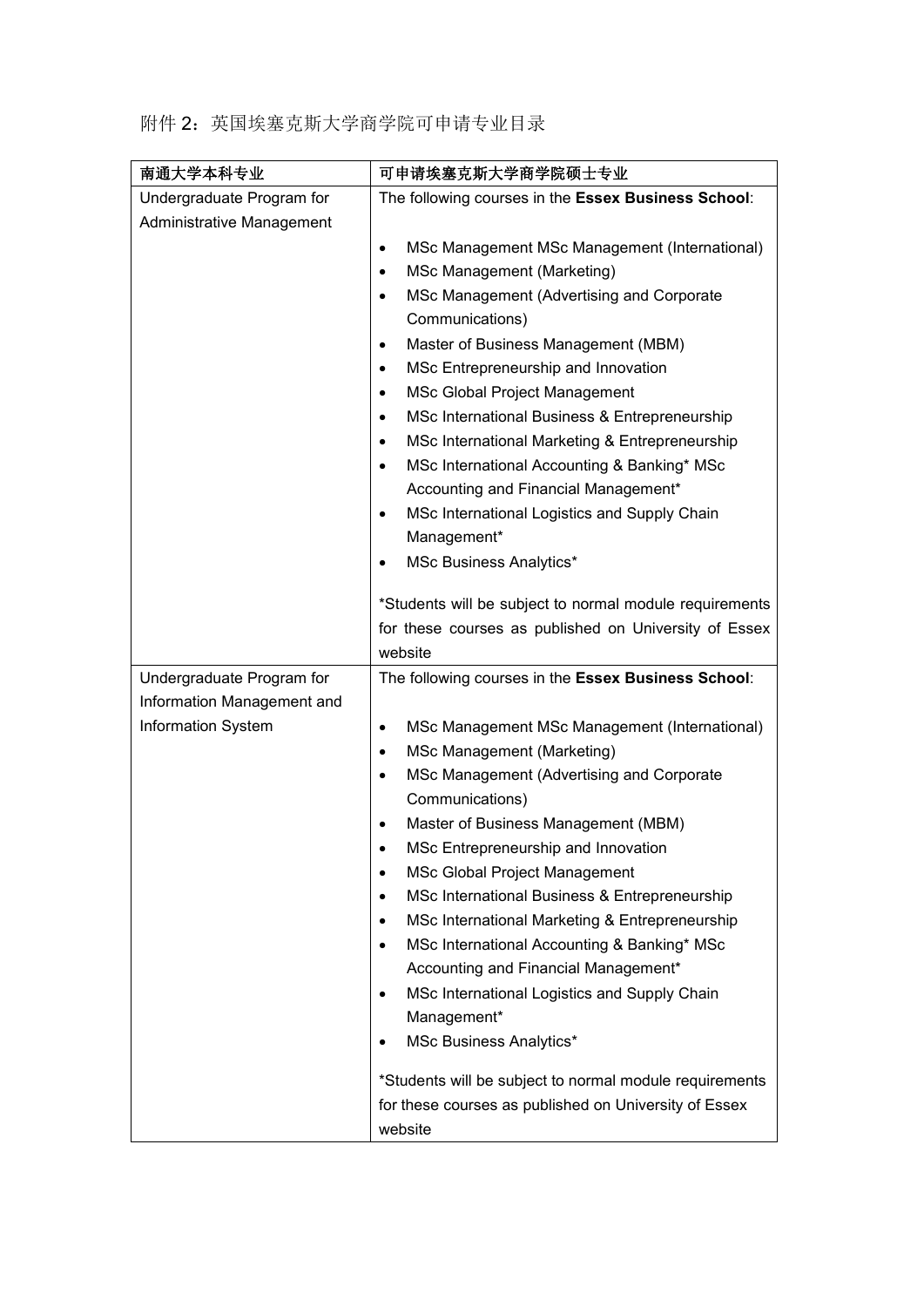附件 2：英国埃塞克斯大学商学院可申请专业目录

| 南通大学本科专业 | 可申请埃塞克斯大学商学院硕士专业 |
| --- | --- |
| Undergraduate Program for Administrative Management | The following courses in the **Essex Business School**:<br><br>• MSc Management MSc Management (International)<br>• MSc Management (Marketing)<br>• MSc Management (Advertising and Corporate Communications)<br>• Master of Business Management (MBM)<br>• MSc Entrepreneurship and Innovation<br>• MSc Global Project Management<br>• MSc International Business & Entrepreneurship<br>• MSc International Marketing & Entrepreneurship<br>• MSc International Accounting & Banking* MSc Accounting and Financial Management*<br>• MSc International Logistics and Supply Chain Management*<br>• MSc Business Analytics*<br><br>*Students will be subject to normal module requirements for these courses as published on University of Essex website |
| Undergraduate Program for Information Management and Information System | The following courses in the **Essex Business School**:<br><br>• MSc Management MSc Management (International)<br>• MSc Management (Marketing)<br>• MSc Management (Advertising and Corporate Communications)<br>• Master of Business Management (MBM)<br>• MSc Entrepreneurship and Innovation<br>• MSc Global Project Management<br>• MSc International Business & Entrepreneurship<br>• MSc International Marketing & Entrepreneurship<br>• MSc International Accounting & Banking* MSc Accounting and Financial Management*<br>• MSc International Logistics and Supply Chain Management*<br>• MSc Business Analytics*<br><br>*Students will be subject to normal module requirements for these courses as published on University of Essex website |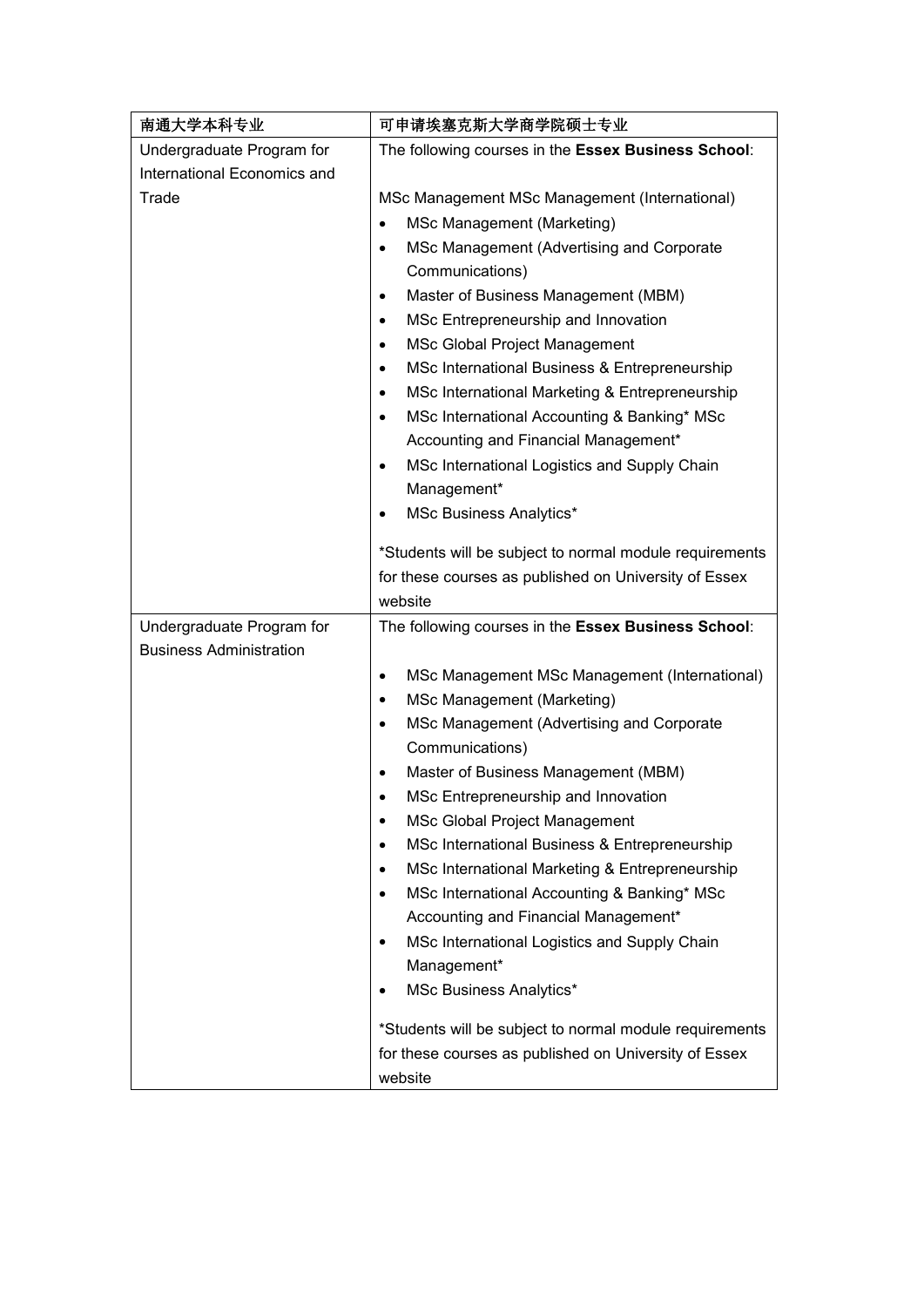| 南通大学本科专业 | 可申请埃塞克斯大学商学院硕士专业 |
| --- | --- |
| Undergraduate Program for International Economics and Trade | The following courses in the **Essex Business School**:<br><br>MSc Management MSc Management (International)<br>• MSc Management (Marketing)<br>• MSc Management (Advertising and Corporate Communications)<br>• Master of Business Management (MBM)<br>• MSc Entrepreneurship and Innovation<br>• MSc Global Project Management<br>• MSc International Business & Entrepreneurship<br>• MSc International Marketing & Entrepreneurship<br>• MSc International Accounting & Banking* MSc Accounting and Financial Management*<br>• MSc International Logistics and Supply Chain Management*<br>• MSc Business Analytics*<br><br>*Students will be subject to normal module requirements for these courses as published on University of Essex website |
| Undergraduate Program for Business Administration | The following courses in the **Essex Business School**:<br><br>• MSc Management MSc Management (International)<br>• MSc Management (Marketing)<br>• MSc Management (Advertising and Corporate Communications)<br>• Master of Business Management (MBM)<br>• MSc Entrepreneurship and Innovation<br>• MSc Global Project Management<br>• MSc International Business & Entrepreneurship<br>• MSc International Marketing & Entrepreneurship<br>• MSc International Accounting & Banking* MSc Accounting and Financial Management*<br>• MSc International Logistics and Supply Chain Management*<br>• MSc Business Analytics*<br><br>*Students will be subject to normal module requirements for these courses as published on University of Essex website |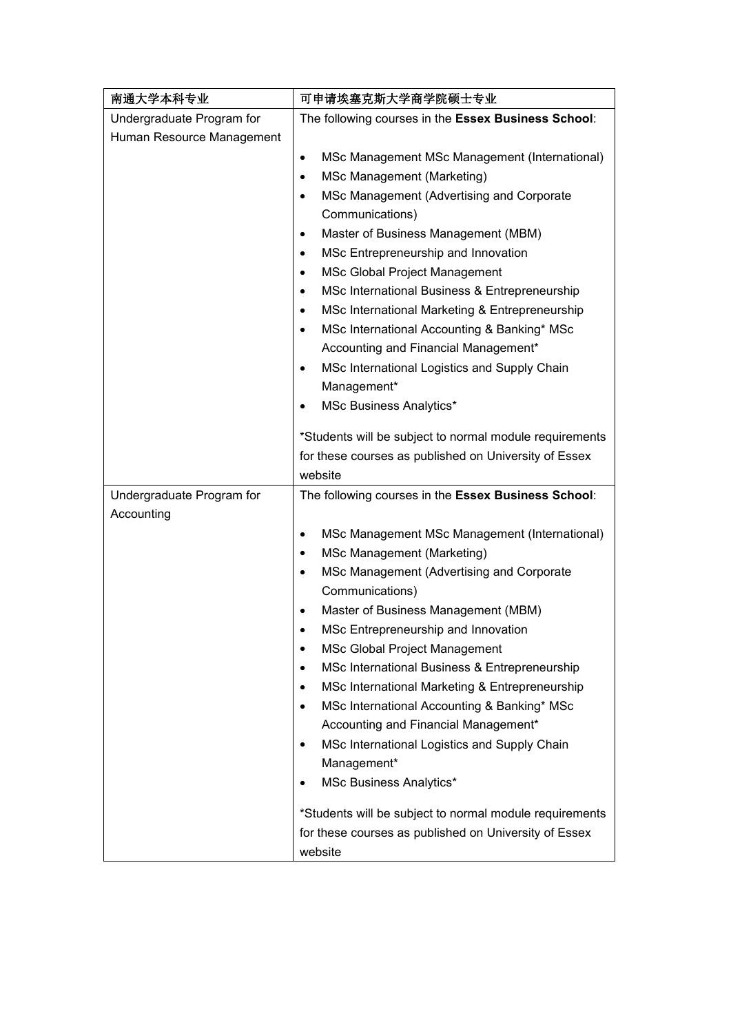| 南通大学本科专业 | 可申请埃塞克斯大学商学院硕士专业 |
| --- | --- |
| Undergraduate Program for Human Resource Management | The following courses in the **Essex Business School**:<br><br>• MSc Management MSc Management (International)<br>• MSc Management (Marketing)<br>• MSc Management (Advertising and Corporate Communications)<br>• Master of Business Management (MBM)<br>• MSc Entrepreneurship and Innovation<br>• MSc Global Project Management<br>• MSc International Business & Entrepreneurship<br>• MSc International Marketing & Entrepreneurship<br>• MSc International Accounting & Banking* MSc Accounting and Financial Management*<br>• MSc International Logistics and Supply Chain Management*<br>• MSc Business Analytics*<br><br>*Students will be subject to normal module requirements for these courses as published on University of Essex website |
| Undergraduate Program for Accounting | The following courses in the **Essex Business School**:<br><br>• MSc Management MSc Management (International)<br>• MSc Management (Marketing)<br>• MSc Management (Advertising and Corporate Communications)<br>• Master of Business Management (MBM)<br>• MSc Entrepreneurship and Innovation<br>• MSc Global Project Management<br>• MSc International Business & Entrepreneurship<br>• MSc International Marketing & Entrepreneurship<br>• MSc International Accounting & Banking* MSc Accounting and Financial Management*<br>• MSc International Logistics and Supply Chain Management*<br>• MSc Business Analytics*<br><br>*Students will be subject to normal module requirements for these courses as published on University of Essex website |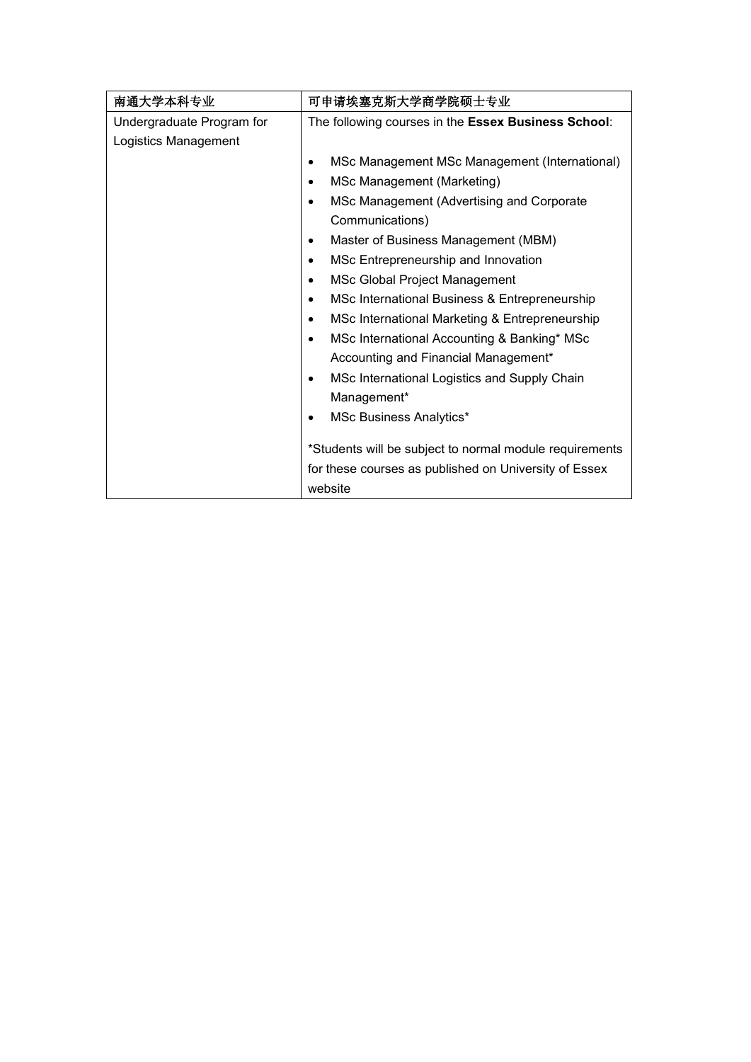| 南通大学本科专业 | 可申请埃塞克斯大学商学院硕士专业 |
| --- | --- |
| Undergraduate Program for Logistics Management | The following courses in the **Essex Business School**:<br><br>• MSc Management MSc Management (International)<br>• MSc Management (Marketing)<br>• MSc Management (Advertising and Corporate Communications)<br>• Master of Business Management (MBM)<br>• MSc Entrepreneurship and Innovation<br>• MSc Global Project Management<br>• MSc International Business & Entrepreneurship<br>• MSc International Marketing & Entrepreneurship<br>• MSc International Accounting & Banking* MSc Accounting and Financial Management*<br>• MSc International Logistics and Supply Chain Management*<br>• MSc Business Analytics*<br><br>*Students will be subject to normal module requirements for these courses as published on University of Essex website |